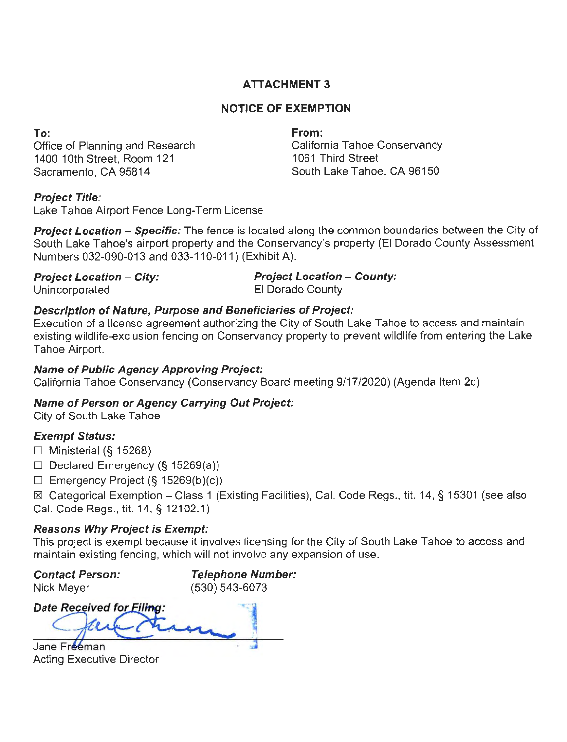**ATTACHMENT 3**

**NOTICE OF EXEMPTION**

**To:**
Office of Planning and Research
1400 10th Street, Room 121
Sacramento, CA 95814

**From:**
California Tahoe Conservancy
1061 Third Street
South Lake Tahoe, CA 96150

***Project Title:***
Lake Tahoe Airport Fence Long-Term License

***Project Location – Specific:*** The fence is located along the common boundaries between the City of South Lake Tahoe's airport property and the Conservancy's property (El Dorado County Assessment Numbers 032-090-013 and 033-110-011) (Exhibit A).

***Project Location – City:***
Unincorporated

***Project Location – County:***
El Dorado County

***Description of Nature, Purpose and Beneficiaries of Project:***
Execution of a license agreement authorizing the City of South Lake Tahoe to access and maintain existing wildlife-exclusion fencing on Conservancy property to prevent wildlife from entering the Lake Tahoe Airport.

***Name of Public Agency Approving Project:***
California Tahoe Conservancy (Conservancy Board meeting 9/17/2020) (Agenda Item 2c)

***Name of Person or Agency Carrying Out Project:***
City of South Lake Tahoe

***Exempt Status:***

☐ Ministerial (§ 15268)

☐ Declared Emergency (§ 15269(a))

☐ Emergency Project (§ 15269(b)(c))

☒ Categorical Exemption – Class 1 (Existing Facilities), Cal. Code Regs., tit. 14, § 15301 (see also Cal. Code Regs., tit. 14, § 12102.1)

***Reasons Why Project is Exempt:***
This project is exempt because it involves licensing for the City of South Lake Tahoe to access and maintain existing fencing, which will not involve any expansion of use.

***Contact Person:***
Nick Meyer

***Telephone Number:***
(530) 543-6073

***Date Received for Filing:***

Jane Freeman
Acting Executive Director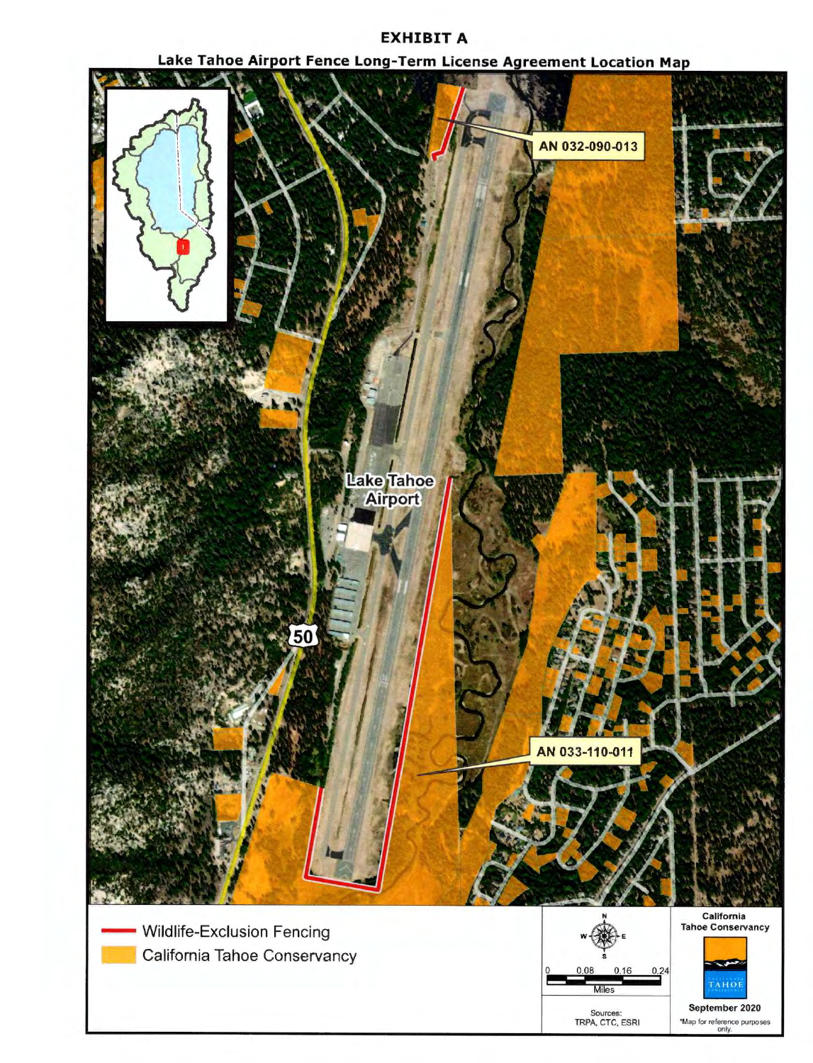# EXHIBIT A

## Lake Tahoe Airport Fence Long-Term License Agreement Location Map

AN 032-090-013

Lake Tahoe Airport

50

AN 033-110-011

Wildlife-Exclusion Fencing

California Tahoe Conservancy

N
W E
S

0 0.08 0.16 0.24
Miles

Sources:
TRPA, CTC, ESRI

California Tahoe Conservancy

September 2020

*Map for reference purposes only.